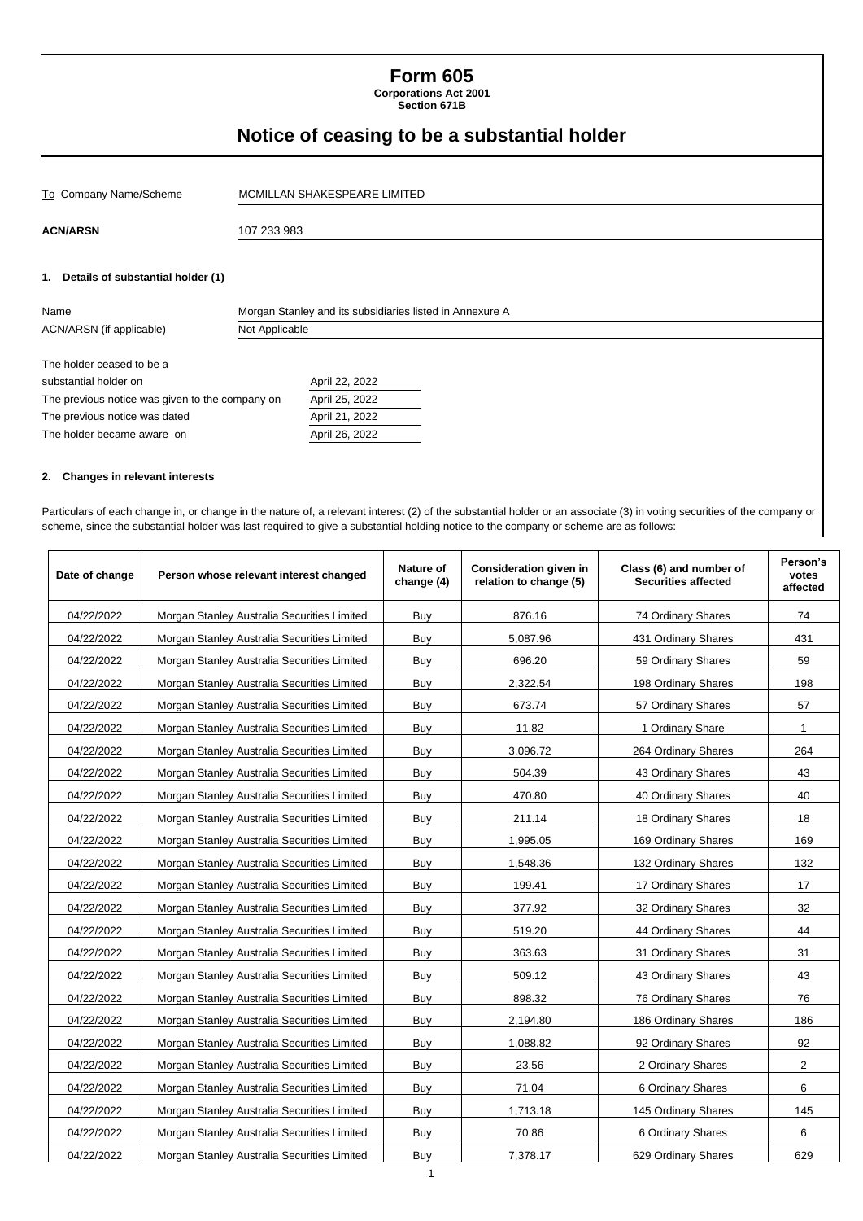# Form 605

**Corporations Act 2001**
**Section 671B**

## Notice of ceasing to be a substantial holder

| To Company Name/Scheme | MCMILLAN SHAKESPEARE LIMITED |
|---|---|
| **ACN/ARSN** | 107 233 983 |

### 1. Details of substantial holder (1)

| Name | Morgan Stanley and its subsidiaries listed in Annexure A |
|---|---|
| ACN/ARSN (if applicable) | Not Applicable |

| | |
|---|---|
| The holder ceased to be a substantial holder on | April 22, 2022 |
| The previous notice was given to the company on | April 25, 2022 |
| The previous notice was dated | April 21, 2022 |
| The holder became aware on | April 26, 2022 |

### 2. Changes in relevant interests

Particulars of each change in, or change in the nature of, a relevant interest (2) of the substantial holder or an associate (3) in voting securities of the company or scheme, since the substantial holder was last required to give a substantial holding notice to the company or scheme are as follows:

| Date of change | Person whose relevant interest changed | Nature of change (4) | Consideration given in relation to change (5) | Class (6) and number of Securities affected | Person's votes affected |
|---|---|---|---|---|---|
| 04/22/2022 | Morgan Stanley Australia Securities Limited | Buy | 876.16 | 74 Ordinary Shares | 74 |
| 04/22/2022 | Morgan Stanley Australia Securities Limited | Buy | 5,087.96 | 431 Ordinary Shares | 431 |
| 04/22/2022 | Morgan Stanley Australia Securities Limited | Buy | 696.20 | 59 Ordinary Shares | 59 |
| 04/22/2022 | Morgan Stanley Australia Securities Limited | Buy | 2,322.54 | 198 Ordinary Shares | 198 |
| 04/22/2022 | Morgan Stanley Australia Securities Limited | Buy | 673.74 | 57 Ordinary Shares | 57 |
| 04/22/2022 | Morgan Stanley Australia Securities Limited | Buy | 11.82 | 1 Ordinary Share | 1 |
| 04/22/2022 | Morgan Stanley Australia Securities Limited | Buy | 3,096.72 | 264 Ordinary Shares | 264 |
| 04/22/2022 | Morgan Stanley Australia Securities Limited | Buy | 504.39 | 43 Ordinary Shares | 43 |
| 04/22/2022 | Morgan Stanley Australia Securities Limited | Buy | 470.80 | 40 Ordinary Shares | 40 |
| 04/22/2022 | Morgan Stanley Australia Securities Limited | Buy | 211.14 | 18 Ordinary Shares | 18 |
| 04/22/2022 | Morgan Stanley Australia Securities Limited | Buy | 1,995.05 | 169 Ordinary Shares | 169 |
| 04/22/2022 | Morgan Stanley Australia Securities Limited | Buy | 1,548.36 | 132 Ordinary Shares | 132 |
| 04/22/2022 | Morgan Stanley Australia Securities Limited | Buy | 199.41 | 17 Ordinary Shares | 17 |
| 04/22/2022 | Morgan Stanley Australia Securities Limited | Buy | 377.92 | 32 Ordinary Shares | 32 |
| 04/22/2022 | Morgan Stanley Australia Securities Limited | Buy | 519.20 | 44 Ordinary Shares | 44 |
| 04/22/2022 | Morgan Stanley Australia Securities Limited | Buy | 363.63 | 31 Ordinary Shares | 31 |
| 04/22/2022 | Morgan Stanley Australia Securities Limited | Buy | 509.12 | 43 Ordinary Shares | 43 |
| 04/22/2022 | Morgan Stanley Australia Securities Limited | Buy | 898.32 | 76 Ordinary Shares | 76 |
| 04/22/2022 | Morgan Stanley Australia Securities Limited | Buy | 2,194.80 | 186 Ordinary Shares | 186 |
| 04/22/2022 | Morgan Stanley Australia Securities Limited | Buy | 1,088.82 | 92 Ordinary Shares | 92 |
| 04/22/2022 | Morgan Stanley Australia Securities Limited | Buy | 23.56 | 2 Ordinary Shares | 2 |
| 04/22/2022 | Morgan Stanley Australia Securities Limited | Buy | 71.04 | 6 Ordinary Shares | 6 |
| 04/22/2022 | Morgan Stanley Australia Securities Limited | Buy | 1,713.18 | 145 Ordinary Shares | 145 |
| 04/22/2022 | Morgan Stanley Australia Securities Limited | Buy | 70.86 | 6 Ordinary Shares | 6 |
| 04/22/2022 | Morgan Stanley Australia Securities Limited | Buy | 7,378.17 | 629 Ordinary Shares | 629 |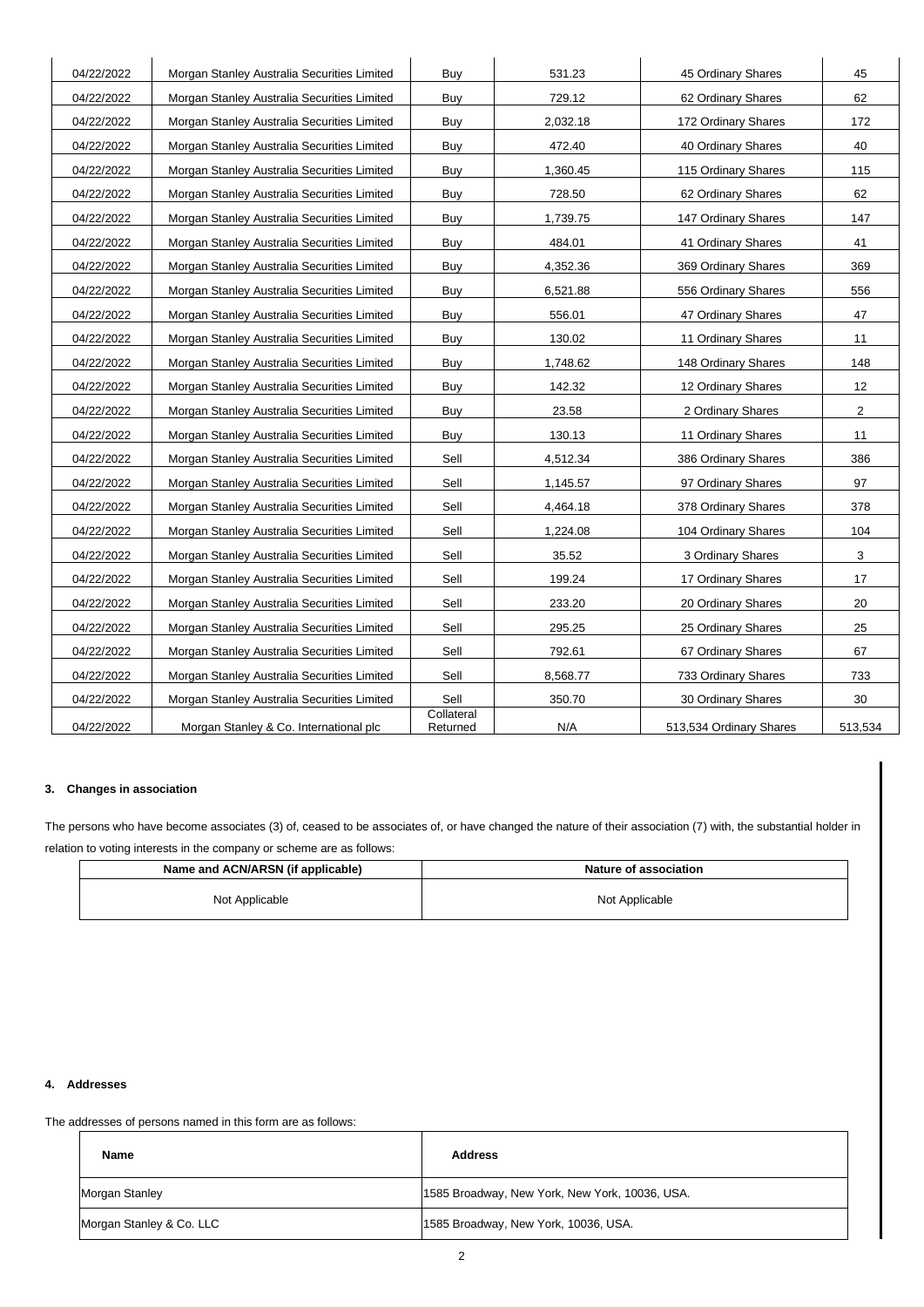| | | | | | |
|---|---|---|---|---|---|
| 04/22/2022 | Morgan Stanley Australia Securities Limited | Buy | 531.23 | 45 Ordinary Shares | 45 |
| 04/22/2022 | Morgan Stanley Australia Securities Limited | Buy | 729.12 | 62 Ordinary Shares | 62 |
| 04/22/2022 | Morgan Stanley Australia Securities Limited | Buy | 2,032.18 | 172 Ordinary Shares | 172 |
| 04/22/2022 | Morgan Stanley Australia Securities Limited | Buy | 472.40 | 40 Ordinary Shares | 40 |
| 04/22/2022 | Morgan Stanley Australia Securities Limited | Buy | 1,360.45 | 115 Ordinary Shares | 115 |
| 04/22/2022 | Morgan Stanley Australia Securities Limited | Buy | 728.50 | 62 Ordinary Shares | 62 |
| 04/22/2022 | Morgan Stanley Australia Securities Limited | Buy | 1,739.75 | 147 Ordinary Shares | 147 |
| 04/22/2022 | Morgan Stanley Australia Securities Limited | Buy | 484.01 | 41 Ordinary Shares | 41 |
| 04/22/2022 | Morgan Stanley Australia Securities Limited | Buy | 4,352.36 | 369 Ordinary Shares | 369 |
| 04/22/2022 | Morgan Stanley Australia Securities Limited | Buy | 6,521.88 | 556 Ordinary Shares | 556 |
| 04/22/2022 | Morgan Stanley Australia Securities Limited | Buy | 556.01 | 47 Ordinary Shares | 47 |
| 04/22/2022 | Morgan Stanley Australia Securities Limited | Buy | 130.02 | 11 Ordinary Shares | 11 |
| 04/22/2022 | Morgan Stanley Australia Securities Limited | Buy | 1,748.62 | 148 Ordinary Shares | 148 |
| 04/22/2022 | Morgan Stanley Australia Securities Limited | Buy | 142.32 | 12 Ordinary Shares | 12 |
| 04/22/2022 | Morgan Stanley Australia Securities Limited | Buy | 23.58 | 2 Ordinary Shares | 2 |
| 04/22/2022 | Morgan Stanley Australia Securities Limited | Buy | 130.13 | 11 Ordinary Shares | 11 |
| 04/22/2022 | Morgan Stanley Australia Securities Limited | Sell | 4,512.34 | 386 Ordinary Shares | 386 |
| 04/22/2022 | Morgan Stanley Australia Securities Limited | Sell | 1,145.57 | 97 Ordinary Shares | 97 |
| 04/22/2022 | Morgan Stanley Australia Securities Limited | Sell | 4,464.18 | 378 Ordinary Shares | 378 |
| 04/22/2022 | Morgan Stanley Australia Securities Limited | Sell | 1,224.08 | 104 Ordinary Shares | 104 |
| 04/22/2022 | Morgan Stanley Australia Securities Limited | Sell | 35.52 | 3 Ordinary Shares | 3 |
| 04/22/2022 | Morgan Stanley Australia Securities Limited | Sell | 199.24 | 17 Ordinary Shares | 17 |
| 04/22/2022 | Morgan Stanley Australia Securities Limited | Sell | 233.20 | 20 Ordinary Shares | 20 |
| 04/22/2022 | Morgan Stanley Australia Securities Limited | Sell | 295.25 | 25 Ordinary Shares | 25 |
| 04/22/2022 | Morgan Stanley Australia Securities Limited | Sell | 792.61 | 67 Ordinary Shares | 67 |
| 04/22/2022 | Morgan Stanley Australia Securities Limited | Sell | 8,568.77 | 733 Ordinary Shares | 733 |
| 04/22/2022 | Morgan Stanley Australia Securities Limited | Sell | 350.70 | 30 Ordinary Shares | 30 |
| 04/22/2022 | Morgan Stanley & Co. International plc | Collateral Returned | N/A | 513,534 Ordinary Shares | 513,534 |

### 3. Changes in association

The persons who have become associates (3) of, ceased to be associates of, or have changed the nature of their association (7) with, the substantial holder in relation to voting interests in the company or scheme are as follows:

| Name and ACN/ARSN (if applicable) | Nature of association |
|---|---|
| Not Applicable | Not Applicable |

### 4. Addresses

The addresses of persons named in this form are as follows:

| Name | Address |
|---|---|
| Morgan Stanley | 1585 Broadway, New York, New York, 10036, USA. |
| Morgan Stanley & Co. LLC | 1585 Broadway, New York, 10036, USA. |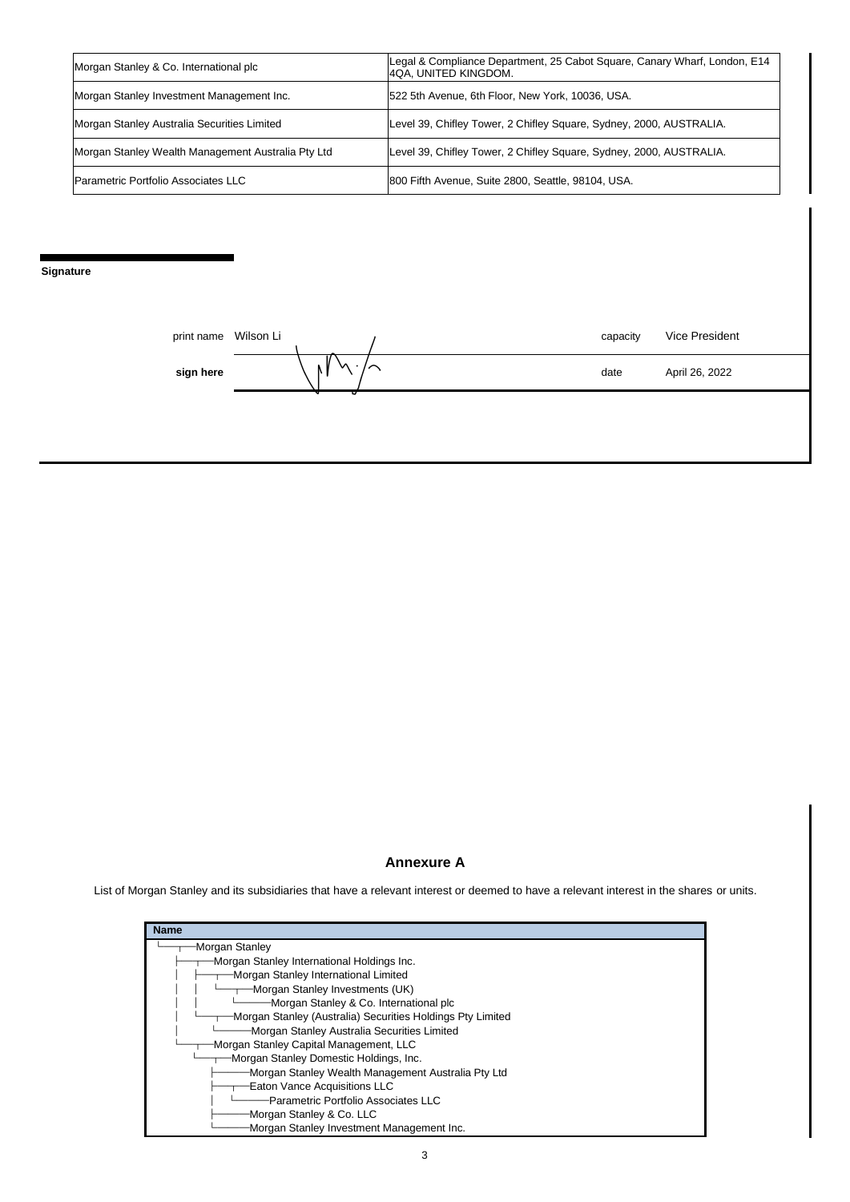| | |
|---|---|
| Morgan Stanley & Co. International plc | Legal & Compliance Department, 25 Cabot Square, Canary Wharf, London, E14 4QA, UNITED KINGDOM. |
| Morgan Stanley Investment Management Inc. | 522 5th Avenue, 6th Floor, New York, 10036, USA. |
| Morgan Stanley Australia Securities Limited | Level 39, Chifley Tower, 2 Chifley Square, Sydney, 2000, AUSTRALIA. |
| Morgan Stanley Wealth Management Australia Pty Ltd | Level 39, Chifley Tower, 2 Chifley Square, Sydney, 2000, AUSTRALIA. |
| Parametric Portfolio Associates LLC | 800 Fifth Avenue, Suite 2800, Seattle, 98104, USA. |

**Signature**

| | | | |
|---|---|---|---|
| print name | Wilson Li | capacity | Vice President |
| **sign here** | | date | April 26, 2022 |

## Annexure A

List of Morgan Stanley and its subsidiaries that have a relevant interest or deemed to have a relevant interest in the shares or units.

| Name |
|---|
| Morgan Stanley |
| — Morgan Stanley International Holdings Inc. |
| — — Morgan Stanley International Limited |
| — — — Morgan Stanley Investments (UK) |
| — — — — Morgan Stanley & Co. International plc |
| — — Morgan Stanley (Australia) Securities Holdings Pty Limited |
| — — — Morgan Stanley Australia Securities Limited |
| — Morgan Stanley Capital Management, LLC |
| — — Morgan Stanley Domestic Holdings, Inc. |
| — — — Morgan Stanley Wealth Management Australia Pty Ltd |
| — — — Eaton Vance Acquisitions LLC |
| — — — — Parametric Portfolio Associates LLC |
| — — — Morgan Stanley & Co. LLC |
| — — — Morgan Stanley Investment Management Inc. |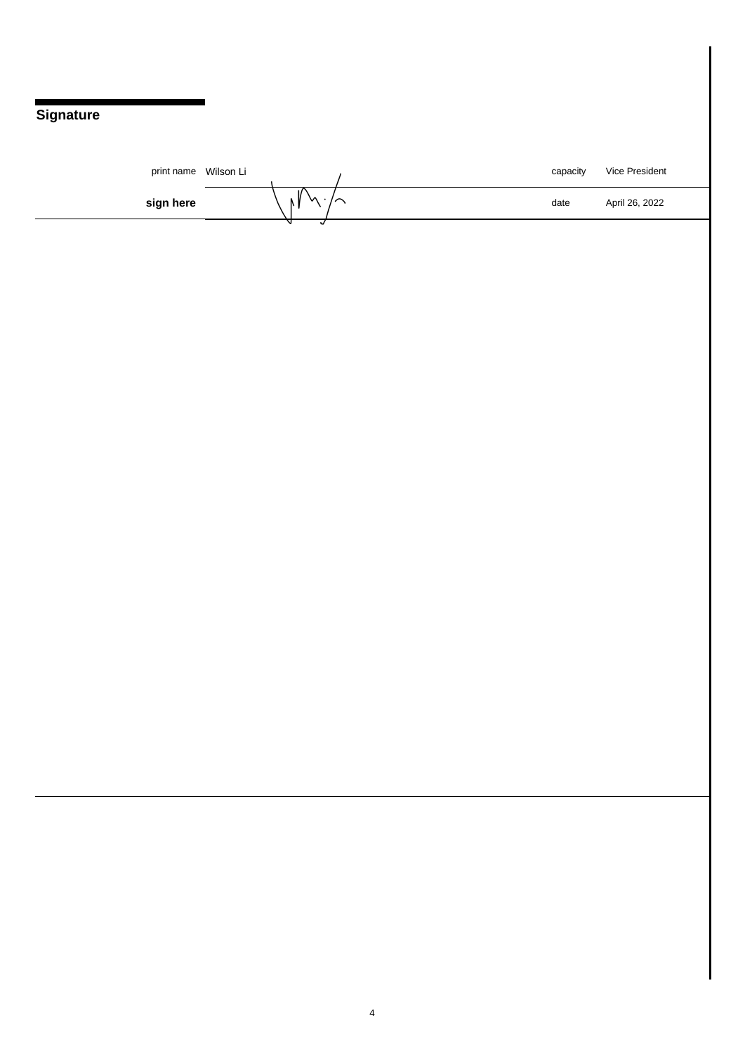## Signature

| print name | Wilson Li | capacity | Vice President |
| --- | --- | --- | --- |
| **sign here** | | date | April 26, 2022 |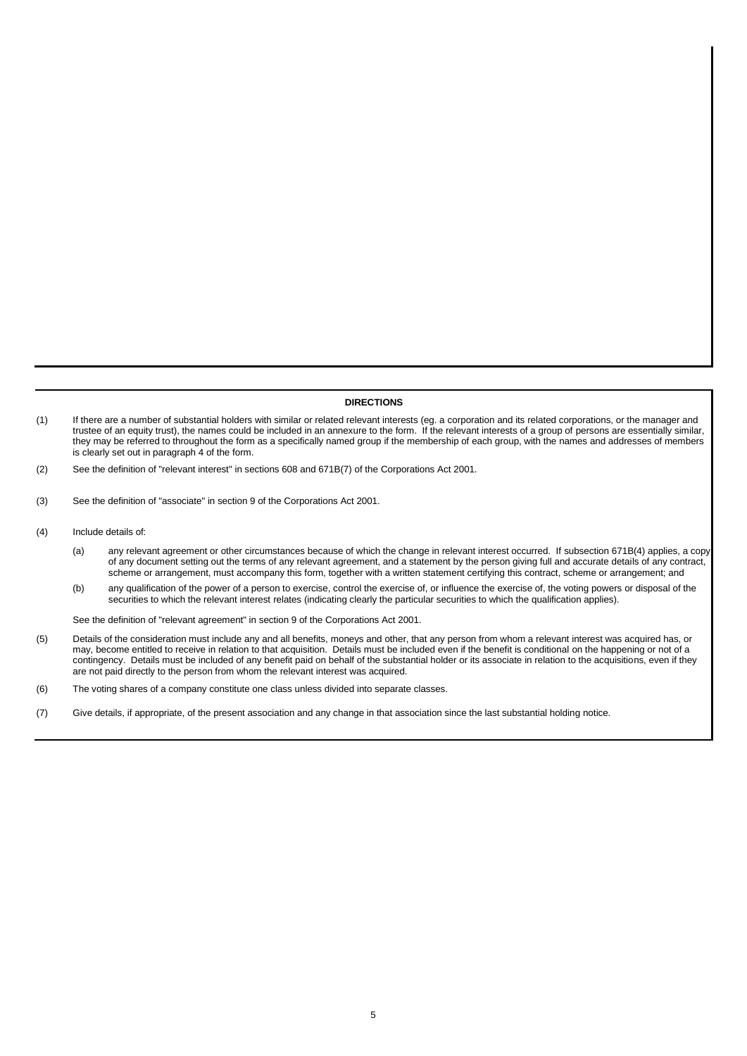## DIRECTIONS

(1) If there are a number of substantial holders with similar or related relevant interests (eg. a corporation and its related corporations, or the manager and trustee of an equity trust), the names could be included in an annexure to the form. If the relevant interests of a group of persons are essentially similar, they may be referred to throughout the form as a specifically named group if the membership of each group, with the names and addresses of members is clearly set out in paragraph 4 of the form.

(2) See the definition of "relevant interest" in sections 608 and 671B(7) of the Corporations Act 2001.

(3) See the definition of "associate" in section 9 of the Corporations Act 2001.

(4) Include details of:

  (a) any relevant agreement or other circumstances because of which the change in relevant interest occurred. If subsection 671B(4) applies, a copy of any document setting out the terms of any relevant agreement, and a statement by the person giving full and accurate details of any contract, scheme or arrangement, must accompany this form, together with a written statement certifying this contract, scheme or arrangement; and

  (b) any qualification of the power of a person to exercise, control the exercise of, or influence the exercise of, the voting powers or disposal of the securities to which the relevant interest relates (indicating clearly the particular securities to which the qualification applies).

  See the definition of "relevant agreement" in section 9 of the Corporations Act 2001.

(5) Details of the consideration must include any and all benefits, moneys and other, that any person from whom a relevant interest was acquired has, or may, become entitled to receive in relation to that acquisition. Details must be included even if the benefit is conditional on the happening or not of a contingency. Details must be included of any benefit paid on behalf of the substantial holder or its associate in relation to the acquisitions, even if they are not paid directly to the person from whom the relevant interest was acquired.

(6) The voting shares of a company constitute one class unless divided into separate classes.

(7) Give details, if appropriate, of the present association and any change in that association since the last substantial holding notice.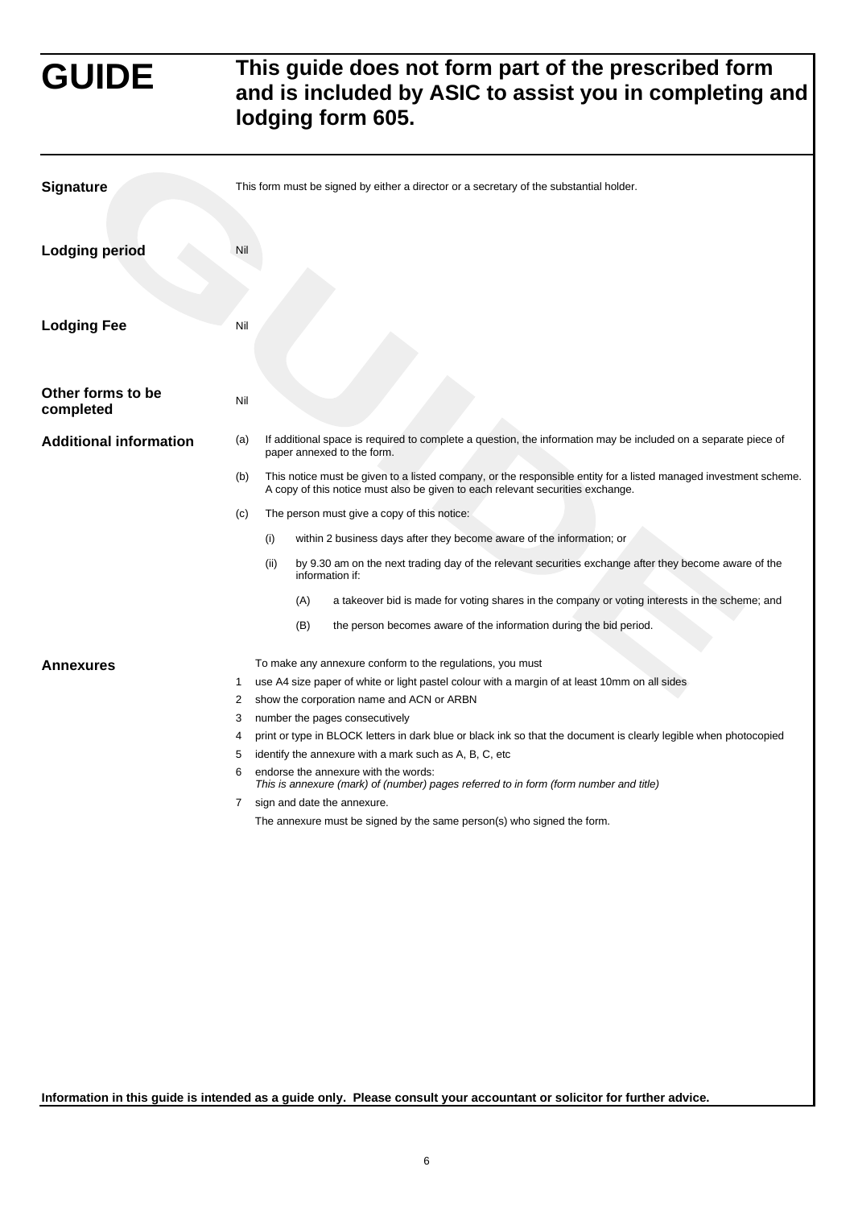# GUIDE

## This guide does not form part of the prescribed form and is included by ASIC to assist you in completing and lodging form 605.

**Signature**

This form must be signed by either a director or a secretary of the substantial holder.

**Lodging period**

Nil

**Lodging Fee**

Nil

**Other forms to be completed**

Nil

**Additional information**

(a) If additional space is required to complete a question, the information may be included on a separate piece of paper annexed to the form.

(b) This notice must be given to a listed company, or the responsible entity for a listed managed investment scheme. A copy of this notice must also be given to each relevant securities exchange.

(c) The person must give a copy of this notice:

- (i) within 2 business days after they become aware of the information; or
- (ii) by 9.30 am on the next trading day of the relevant securities exchange after they become aware of the information if:
  - (A) a takeover bid is made for voting shares in the company or voting interests in the scheme; and
  - (B) the person becomes aware of the information during the bid period.

**Annexures**

To make any annexure conform to the regulations, you must

1. use A4 size paper of white or light pastel colour with a margin of at least 10mm on all sides
2. show the corporation name and ACN or ARBN
3. number the pages consecutively
4. print or type in BLOCK letters in dark blue or black ink so that the document is clearly legible when photocopied
5. identify the annexure with a mark such as A, B, C, etc
6. endorse the annexure with the words:
   *This is annexure (mark) of (number) pages referred to in form (form number and title)*
7. sign and date the annexure.

The annexure must be signed by the same person(s) who signed the form.

**Information in this guide is intended as a guide only. Please consult your accountant or solicitor for further advice.**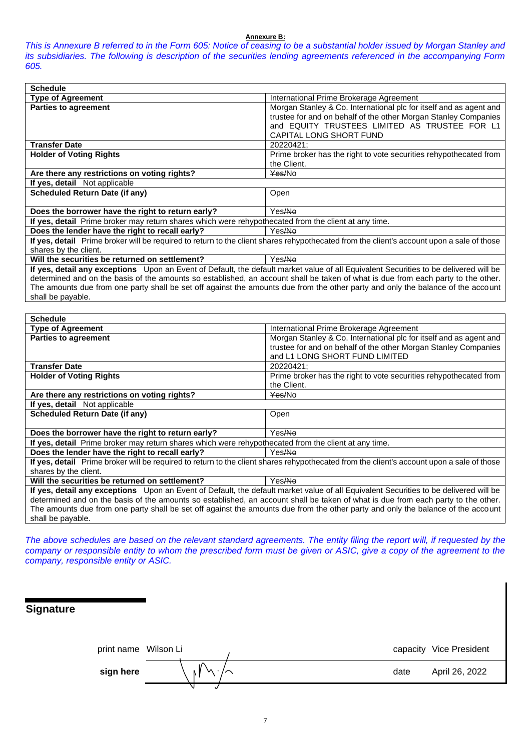**Annexure B:**

*This is Annexure B referred to in the Form 605: Notice of ceasing to be a substantial holder issued by Morgan Stanley and its subsidiaries. The following is description of the securities lending agreements referenced in the accompanying Form 605.*

| Schedule | |
|---|---|
| **Type of Agreement** | International Prime Brokerage Agreement |
| **Parties to agreement** | Morgan Stanley & Co. International plc for itself and as agent and trustee for and on behalf of the other Morgan Stanley Companies and EQUITY TRUSTEES LIMITED AS TRUSTEE FOR L1 CAPITAL LONG SHORT FUND |
| **Transfer Date** | 20220421; |
| **Holder of Voting Rights** | Prime broker has the right to vote securities rehypothecated from the Client. |
| **Are there any restrictions on voting rights?** | ~~Yes~~/No |
| **If yes, detail** Not applicable | |
| **Scheduled Return Date (if any)** | Open |
| **Does the borrower have the right to return early?** | Yes/~~No~~ |
| **If yes, detail** Prime broker may return shares which were rehypothecated from the client at any time. | |
| **Does the lender have the right to recall early?** | Yes/~~No~~ |
| **If yes, detail** Prime broker will be required to return to the client shares rehypothecated from the client's account upon a sale of those shares by the client. | |
| **Will the securities be returned on settlement?** | Yes/~~No~~ |
| **If yes, detail any exceptions** Upon an Event of Default, the default market value of all Equivalent Securities to be delivered will be determined and on the basis of the amounts so established, an account shall be taken of what is due from each party to the other. The amounts due from one party shall be set off against the amounts due from the other party and only the balance of the account shall be payable. | |

| Schedule | |
|---|---|
| **Type of Agreement** | International Prime Brokerage Agreement |
| **Parties to agreement** | Morgan Stanley & Co. International plc for itself and as agent and trustee for and on behalf of the other Morgan Stanley Companies and L1 LONG SHORT FUND LIMITED |
| **Transfer Date** | 20220421; |
| **Holder of Voting Rights** | Prime broker has the right to vote securities rehypothecated from the Client. |
| **Are there any restrictions on voting rights?** | ~~Yes~~/No |
| **If yes, detail** Not applicable | |
| **Scheduled Return Date (if any)** | Open |
| **Does the borrower have the right to return early?** | Yes/~~No~~ |
| **If yes, detail** Prime broker may return shares which were rehypothecated from the client at any time. | |
| **Does the lender have the right to recall early?** | Yes/~~No~~ |
| **If yes, detail** Prime broker will be required to return to the client shares rehypothecated from the client's account upon a sale of those shares by the client. | |
| **Will the securities be returned on settlement?** | Yes/~~No~~ |
| **If yes, detail any exceptions** Upon an Event of Default, the default market value of all Equivalent Securities to be delivered will be determined and on the basis of the amounts so established, an account shall be taken of what is due from each party to the other. The amounts due from one party shall be set off against the amounts due from the other party and only the balance of the account shall be payable. | |

*The above schedules are based on the relevant standard agreements. The entity filing the report will, if requested by the company or responsible entity to whom the prescribed form must be given or ASIC, give a copy of the agreement to the company, responsible entity or ASIC.*

## Signature

print name Wilson Li

capacity Vice President

**sign here**

date April 26, 2022